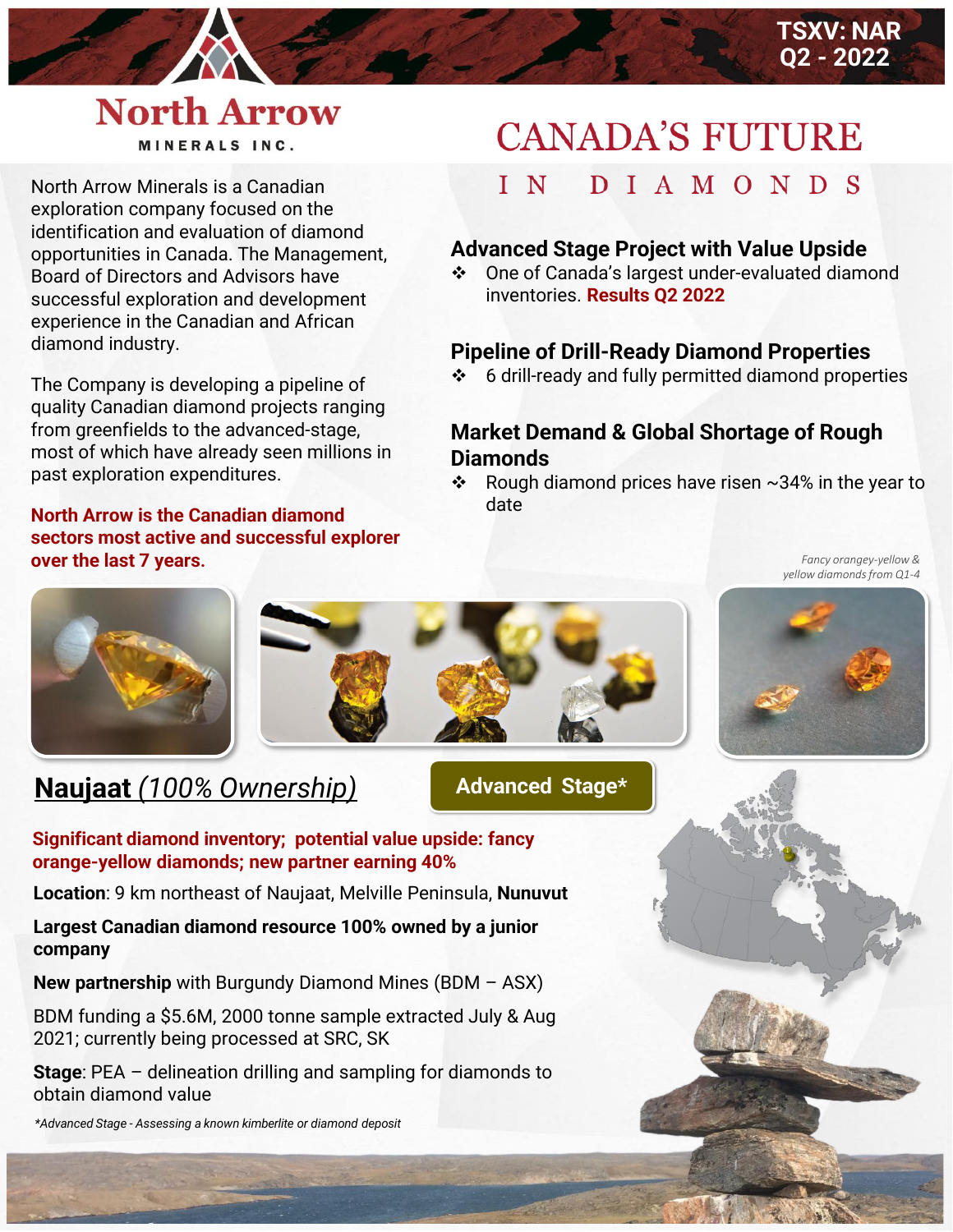TSXV: NAR
Q2 - 2022

# North Arrow
MINERALS INC.

# CANADA'S FUTURE IN DIAMONDS

North Arrow Minerals is a Canadian exploration company focused on the identification and evaluation of diamond opportunities in Canada. The Management, Board of Directors and Advisors have successful exploration and development experience in the Canadian and African diamond industry.

The Company is developing a pipeline of quality Canadian diamond projects ranging from greenfields to the advanced-stage, most of which have already seen millions in past exploration expenditures.

**North Arrow is the Canadian diamond sectors most active and successful explorer over the last 7 years.**

### Advanced Stage Project with Value Upside

- One of Canada's largest under-evaluated diamond inventories. **Results Q2 2022**

### Pipeline of Drill-Ready Diamond Properties

- 6 drill-ready and fully permitted diamond properties

### Market Demand & Global Shortage of Rough Diamonds

- Rough diamond prices have risen ~34% in the year to date

*Fancy orangey-yellow & yellow diamonds from Q1-4*

## Naujaat *(100% Ownership)*

**Advanced Stage***

**Significant diamond inventory; potential value upside: fancy orange-yellow diamonds; new partner earning 40%**

**Location**: 9 km northeast of Naujaat, Melville Peninsula, **Nunuvut**

**Largest Canadian diamond resource 100% owned by a junior company**

**New partnership** with Burgundy Diamond Mines (BDM – ASX)

BDM funding a $5.6M, 2000 tonne sample extracted July & Aug 2021; currently being processed at SRC, SK

**Stage**: PEA – delineation drilling and sampling for diamonds to obtain diamond value

*\*Advanced Stage - Assessing a known kimberlite or diamond deposit*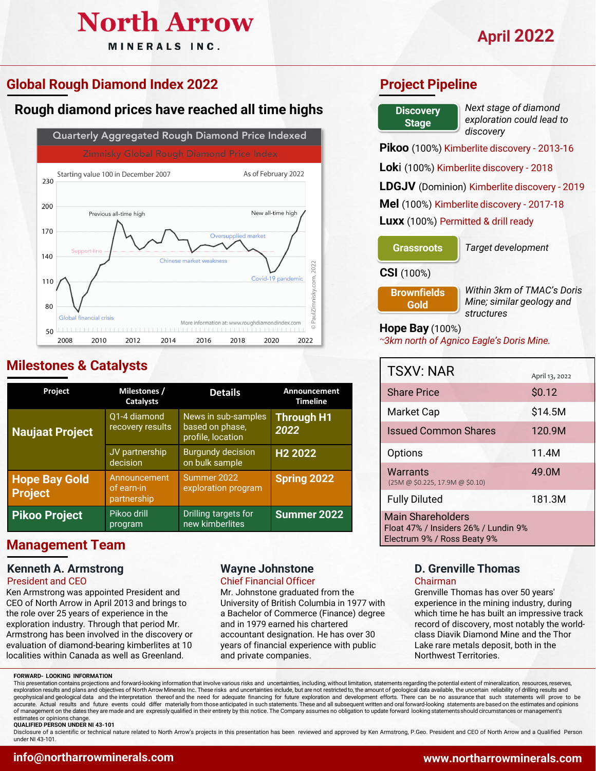# North Arrow MINERALS INC.

**April 2022**

## Global Rough Diamond Index 2022

### Rough diamond prices have reached all time highs

Quarterly Aggregated Rough Diamond Price Indexed

Zimnisky Global Rough Diamond Price Index

Starting value 100 in December 2007

As of February 2022

230
200
170
140
110
80
50

2008 2010 2012 2014 2016 2018 2020 2022

Previous all-time high

New all-time high

Oversupplied market

Support-line

Chinese market weakness

Covid-19 pandemic

Global financial crisis

More information at: www.roughdiamondindex.com

© PaulZimnisky.com, 2022

## Project Pipeline

**Discovery Stage** — *Next stage of diamond exploration could lead to discovery*

**Pikoo** (100%) Kimberlite discovery - 2013-16

**Loki** (100%) Kimberlite discovery - 2018

**LDGJV** (Dominion) Kimberlite discovery - 2019

**Mel** (100%) Kimberlite discovery - 2017-18

**Luxx** (100%) Permitted & drill ready

**Grassroots** — *Target development*

**CSI** (100%)

**Brownfields Gold** — *Within 3km of TMAC's Doris Mine; similar geology and structures*

**Hope Bay** (100%)

*~3km north of Agnico Eagle's Doris Mine.*

| TSXV: NAR | April 13, 2022 |
|---|---|
| Share Price | $0.12 |
| Market Cap | $14.5M |
| Issued Common Shares | 120.9M |
| Options | 11.4M |
| Warrants (25M @ $0.225, 17.9M @ $0.10) | 49.0M |
| Fully Diluted | 181.3M |
| Main Shareholders: Float 47% / Insiders 26% / Lundin 9% Electrum 9% / Ross Beaty 9% | |

## Milestones & Catalysts

| Project | Milestones / Catalysts | Details | Announcement Timeline |
|---|---|---|---|
| **Naujaat Project** | Q1-4 diamond recovery results | News in sub-samples based on phase, profile, location | ***Through H1 2022*** |
| | JV partnership decision | Burgundy decision on bulk sample | **H2 2022** |
| **Hope Bay Gold Project** | Announcement of earn-in partnership | Summer 2022 exploration program | **Spring 2022** |
| **Pikoo Project** | Pikoo drill program | Drilling targets for new kimberlites | **Summer 2022** |

## Management Team

### Kenneth A. Armstrong
President and CEO

Ken Armstrong was appointed President and CEO of North Arrow in April 2013 and brings to the role over 25 years of experience in the exploration industry. Through that period Mr. Armstrong has been involved in the discovery or evaluation of diamond-bearing kimberlites at 10 localities within Canada as well as Greenland.

### Wayne Johnstone
Chief Financial Officer

Mr. Johnstone graduated from the University of British Columbia in 1977 with a Bachelor of Commerce (Finance) degree and in 1979 earned his chartered accountant designation. He has over 30 years of financial experience with public and private companies.

### D. Grenville Thomas
Chairman

Grenville Thomas has over 50 years' experience in the mining industry, during which time he has built an impressive track record of discovery, most notably the world-class Diavik Diamond Mine and the Thor Lake rare metals deposit, both in the Northwest Territories.

**FORWARD- LOOKING INFORMATION**

This presentation contains projections and forward-looking information that involve various risks and uncertainties, including, without limitation, statements regarding the potential extent of mineralization, resources, reserves, exploration results and plans and objectives of North Arrow Minerals Inc. These risks and uncertainties include, but are not restricted to, the amount of geological data available, the uncertain reliability of drilling results and geophysical and geological data and the interpretation thereof and the need for adequate financing for future exploration and development efforts. There can be no assurance that such statements will prove to be accurate. Actual results and future events could differ materially from those anticipated in such statements. These and all subsequent written and oral forward-looking statements are based on the estimates and opinions of management on the dates they are made and are expressly qualified in their entirety by this notice. The Company assumes no obligation to update forward looking statements should circumstances or management's estimates or opinions change.

**QUALIFIED PERSON UNDER NI 43-101**

Disclosure of a scientific or technical nature related to North Arrow's projects in this presentation has been reviewed and approved by Ken Armstrong, P.Geo. President and CEO of North Arrow and a Qualified Person under NI 43-101.

**info@northarrowminerals.com** **www.northarrowminerals.com**